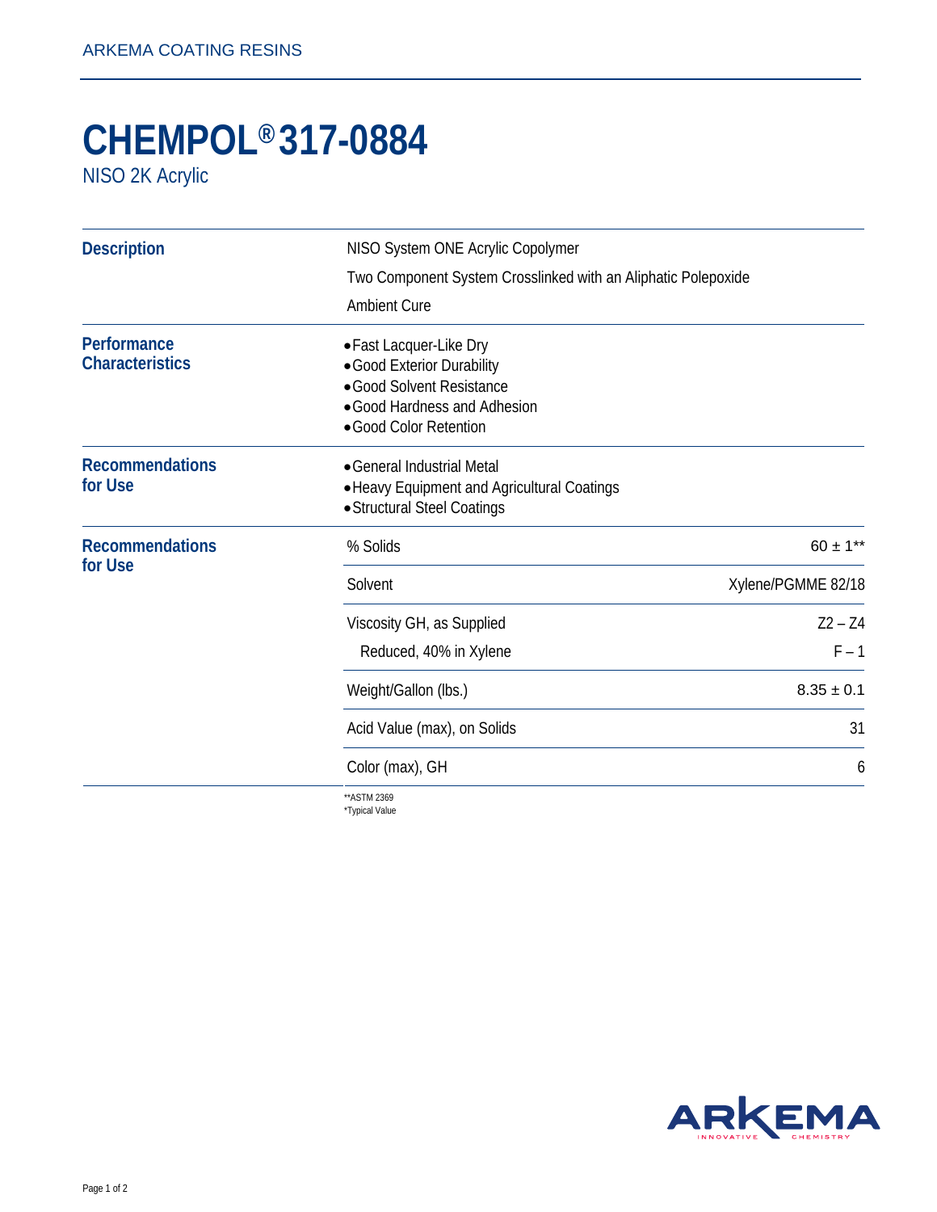ARKEMA COATING RESINS

# CHEMPOL® 317-0884

NISO 2K Acrylic

## Description

NISO System ONE Acrylic Copolymer

Two Component System Crosslinked with an Aliphatic Polepoxide

Ambient Cure

## Performance Characteristics

- Fast Lacquer-Like Dry
- Good Exterior Durability
- Good Solvent Resistance
- Good Hardness and Adhesion
- Good Color Retention

## Recommendations for Use

- General Industrial Metal
- Heavy Equipment and Agricultural Coatings
- Structural Steel Coatings

## Recommendations for Use

| Property | Value |
|---|---|
| % Solids | 60 ± 1** |
| Solvent | Xylene/PGMME 82/18 |
| Viscosity GH, as Supplied | Z2 – Z4 |
| Reduced, 40% in Xylene | F – 1 |
| Weight/Gallon (lbs.) | 8.35 ± 0.1 |
| Acid Value (max), on Solids | 31 |
| Color (max), GH | 6 |

**ASTM 2369
*Typical Value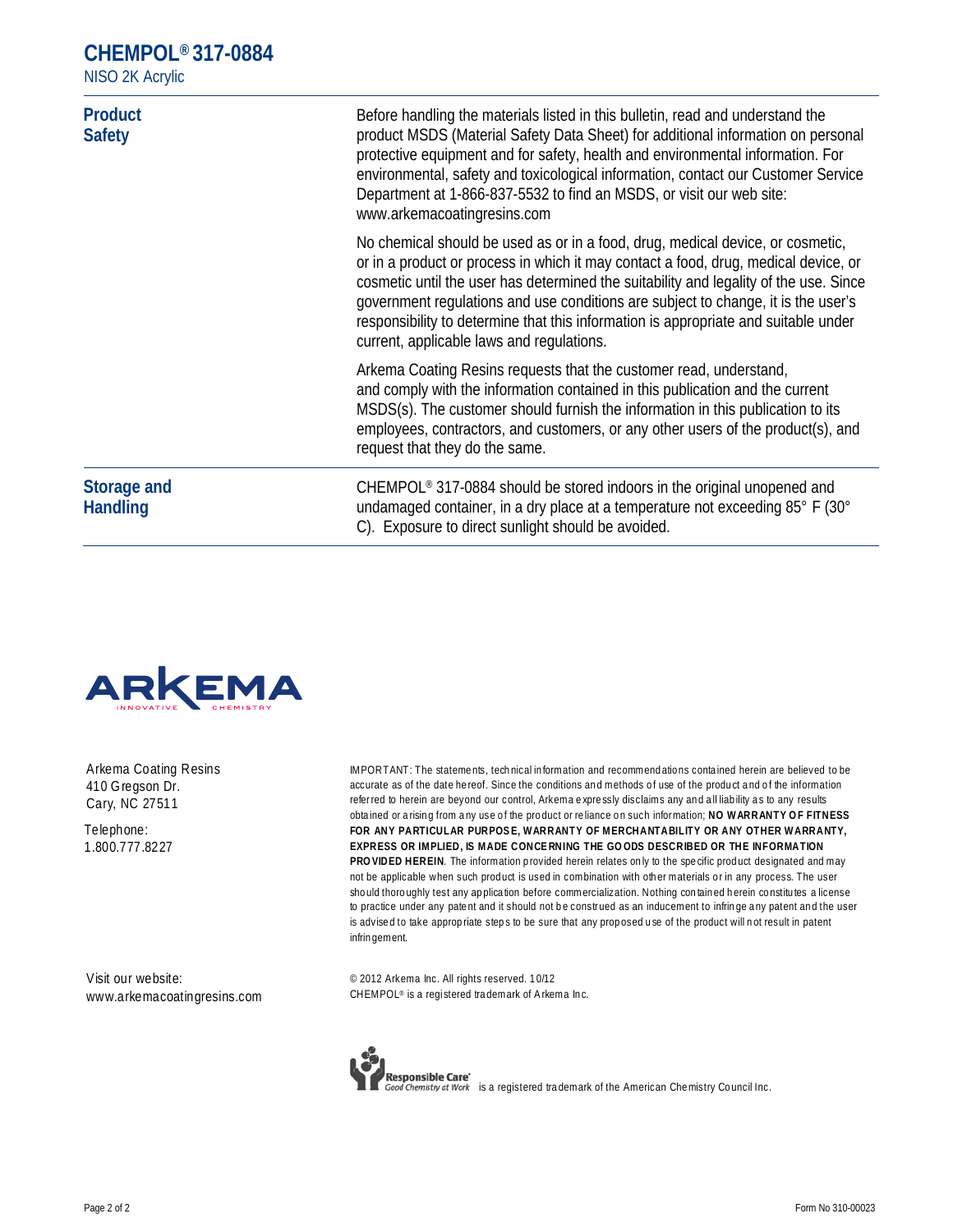# CHEMPOL® 317-0884

NISO 2K Acrylic

## Product Safety

Before handling the materials listed in this bulletin, read and understand the product MSDS (Material Safety Data Sheet) for additional information on personal protective equipment and for safety, health and environmental information. For environmental, safety and toxicological information, contact our Customer Service Department at 1-866-837-5532 to find an MSDS, or visit our web site: www.arkemacoatingresins.com

No chemical should be used as or in a food, drug, medical device, or cosmetic, or in a product or process in which it may contact a food, drug, medical device, or cosmetic until the user has determined the suitability and legality of the use. Since government regulations and use conditions are subject to change, it is the user's responsibility to determine that this information is appropriate and suitable under current, applicable laws and regulations.

Arkema Coating Resins requests that the customer read, understand, and comply with the information contained in this publication and the current MSDS(s). The customer should furnish the information in this publication to its employees, contractors, and customers, or any other users of the product(s), and request that they do the same.

## Storage and Handling

CHEMPOL® 317-0884 should be stored indoors in the original unopened and undamaged container, in a dry place at a temperature not exceeding 85° F (30° C). Exposure to direct sunlight should be avoided.

ARKEMA
INNOVATIVE CHEMISTRY

Arkema Coating Resins
410 Gregson Dr.
Cary, NC 27511

Telephone:
1.800.777.8227

IMPORTANT: The statements, technical information and recommendations contained herein are believed to be accurate as of the date hereof. Since the conditions and methods of use of the product and of the information referred to herein are beyond our control, Arkema expressly disclaims any and all liability as to any results obtained or arising from any use of the product or reliance on such information; **NO WARRANTY OF FITNESS FOR ANY PARTICULAR PURPOSE, WARRANTY OF MERCHANTABILITY OR ANY OTHER WARRANTY, EXPRESS OR IMPLIED, IS MADE CONCERNING THE GOODS DESCRIBED OR THE INFORMATION PROVIDED HEREIN**. The information provided herein relates only to the specific product designated and may not be applicable when such product is used in combination with other materials or in any process. The user should thoroughly test any application before commercialization. Nothing contained herein constitutes a license to practice under any patent and it should not be construed as an inducement to infringe any patent and the user is advised to take appropriate steps to be sure that any proposed use of the product will not result in patent infringement.

Visit our website:
www.arkemacoatingresins.com

© 2012 Arkema Inc. All rights reserved. 10/12
CHEMPOL® is a registered trademark of Arkema Inc.

Responsible Care® Good Chemistry at Work is a registered trademark of the American Chemistry Council Inc.

Form No 310-00023